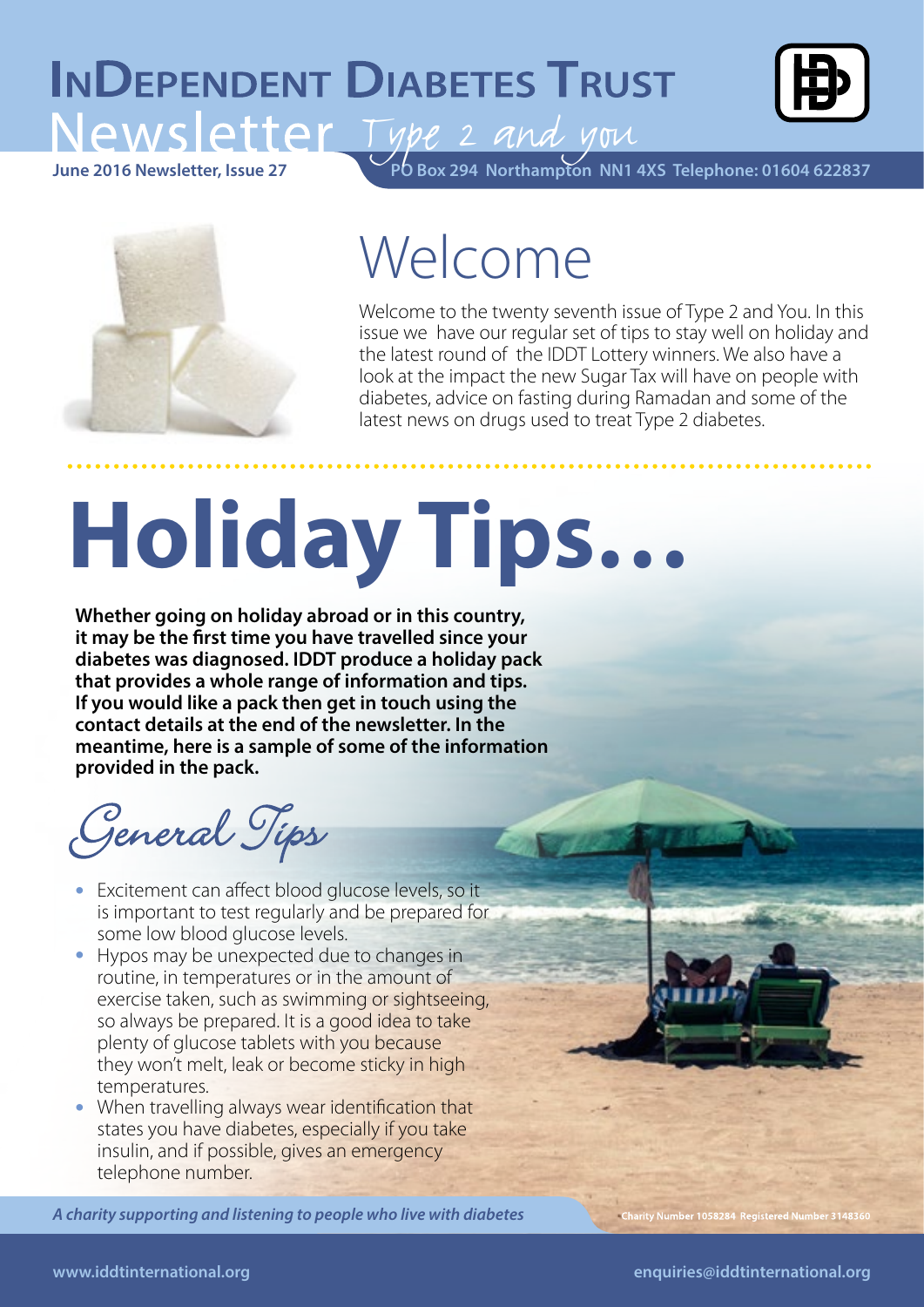# InDependent Diabetes Trust

## Newsletter Type 2 and you

June 2016 Newsletter, Issue 27

PO Box 294 Northampton NN1 4XS Telephone: 01604 622837

# Welcome

Welcome to the twenty seventh issue of Type 2 and You. In this issue we have our regular set of tips to stay well on holiday and the latest round of the IDDT Lottery winners. We also have a look at the impact the new Sugar Tax will have on people with diabetes, advice on fasting during Ramadan and some of the latest news on drugs used to treat Type 2 diabetes.

# Holiday Tips...

**Whether going on holiday abroad or in this country, it may be the first time you have travelled since your diabetes was diagnosed. IDDT produce a holiday pack that provides a whole range of information and tips. If you would like a pack then get in touch using the contact details at the end of the newsletter. In the meantime, here is a sample of some of the information provided in the pack.**

## General Tips

- Excitement can affect blood glucose levels, so it is important to test regularly and be prepared for some low blood glucose levels.
- Hypos may be unexpected due to changes in routine, in temperatures or in the amount of exercise taken, such as swimming or sightseeing, so always be prepared. It is a good idea to take plenty of glucose tablets with you because they won't melt, leak or become sticky in high temperatures.
- When travelling always wear identification that states you have diabetes, especially if you take insulin, and if possible, gives an emergency telephone number.

*A charity supporting and listening to people who live with diabetes*

Charity Number 1058284 Registered Number 3148360

www.iddtinternational.org enquiries@iddtinternational.org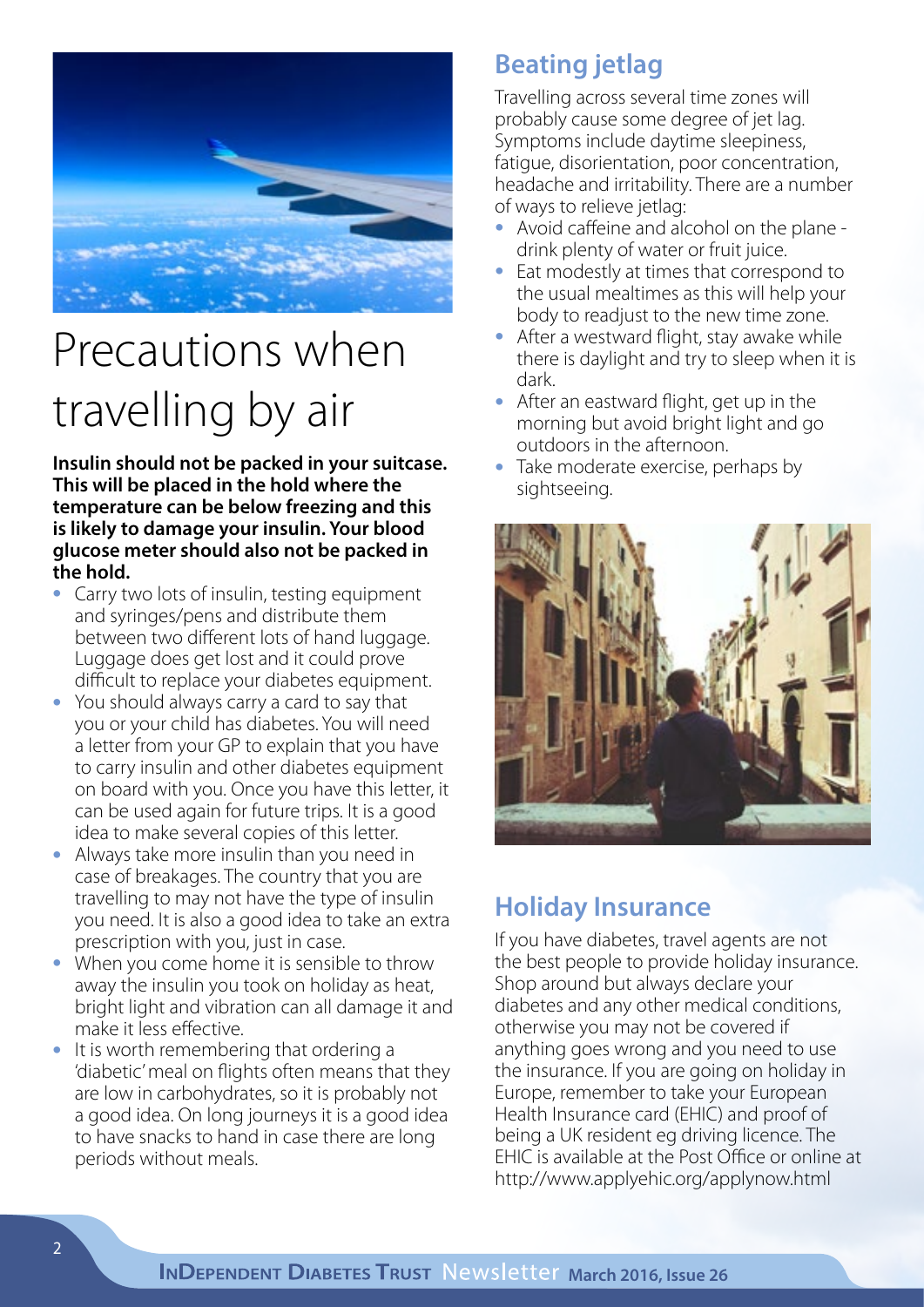# Precautions when travelling by air

**Insulin should not be packed in your suitcase. This will be placed in the hold where the temperature can be below freezing and this is likely to damage your insulin. Your blood glucose meter should also not be packed in the hold.**

- Carry two lots of insulin, testing equipment and syringes/pens and distribute them between two different lots of hand luggage. Luggage does get lost and it could prove difficult to replace your diabetes equipment.
- You should always carry a card to say that you or your child has diabetes. You will need a letter from your GP to explain that you have to carry insulin and other diabetes equipment on board with you. Once you have this letter, it can be used again for future trips. It is a good idea to make several copies of this letter.
- Always take more insulin than you need in case of breakages. The country that you are travelling to may not have the type of insulin you need. It is also a good idea to take an extra prescription with you, just in case.
- When you come home it is sensible to throw away the insulin you took on holiday as heat, bright light and vibration can all damage it and make it less effective.
- It is worth remembering that ordering a 'diabetic' meal on flights often means that they are low in carbohydrates, so it is probably not a good idea. On long journeys it is a good idea to have snacks to hand in case there are long periods without meals.

## Beating jetlag

Travelling across several time zones will probably cause some degree of jet lag. Symptoms include daytime sleepiness, fatigue, disorientation, poor concentration, headache and irritability. There are a number of ways to relieve jetlag:

- Avoid caffeine and alcohol on the plane - drink plenty of water or fruit juice.
- Eat modestly at times that correspond to the usual mealtimes as this will help your body to readjust to the new time zone.
- After a westward flight, stay awake while there is daylight and try to sleep when it is dark.
- After an eastward flight, get up in the morning but avoid bright light and go outdoors in the afternoon.
- Take moderate exercise, perhaps by sightseeing.

## Holiday Insurance

If you have diabetes, travel agents are not the best people to provide holiday insurance. Shop around but always declare your diabetes and any other medical conditions, otherwise you may not be covered if anything goes wrong and you need to use the insurance. If you are going on holiday in Europe, remember to take your European Health Insurance card (EHIC) and proof of being a UK resident eg driving licence. The EHIC is available at the Post Office or online at http://www.applyehic.org/applynow.html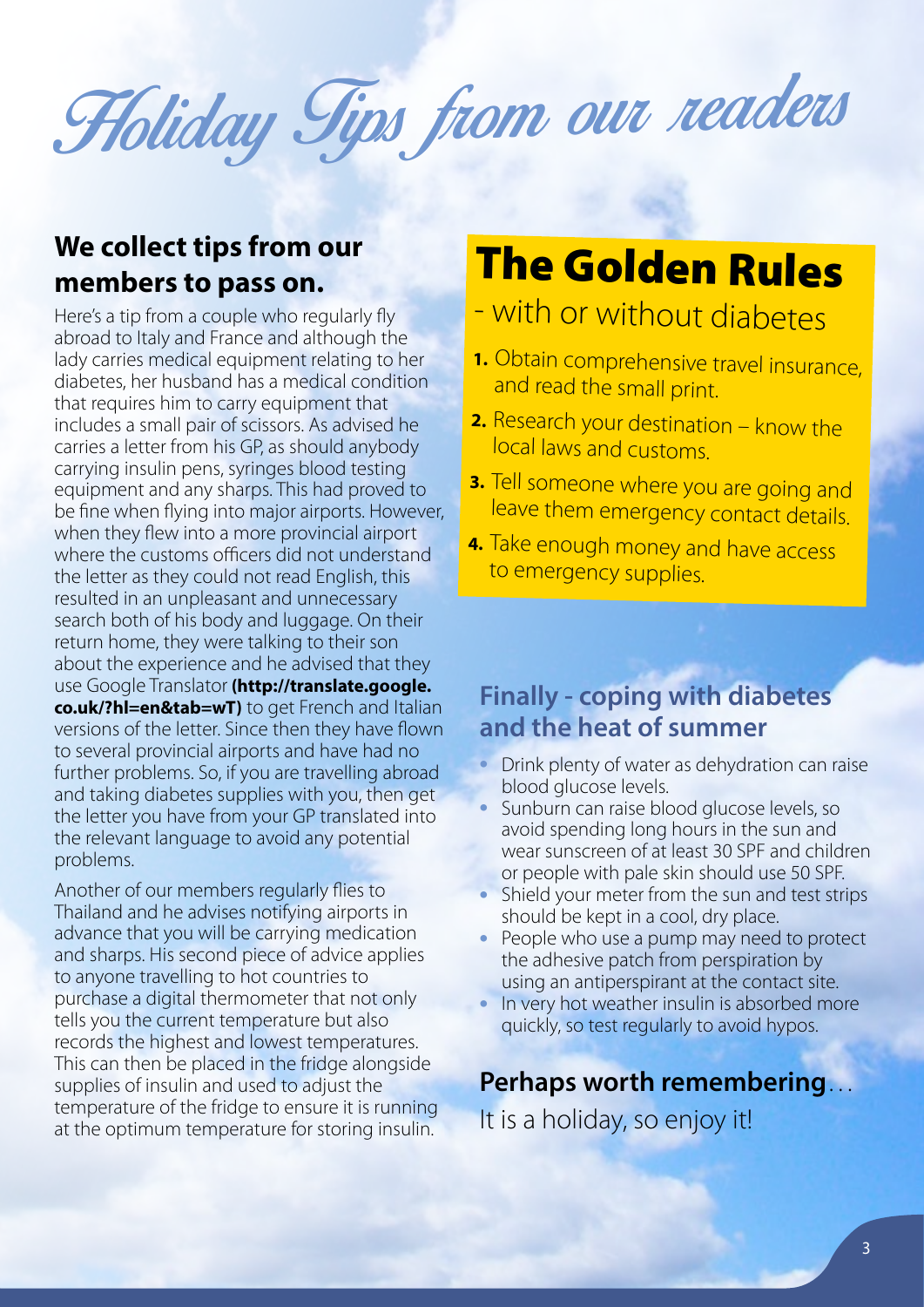# Holiday Tips from our readers

## We collect tips from our members to pass on.

Here's a tip from a couple who regularly fly abroad to Italy and France and although the lady carries medical equipment relating to her diabetes, her husband has a medical condition that requires him to carry equipment that includes a small pair of scissors. As advised he carries a letter from his GP, as should anybody carrying insulin pens, syringes blood testing equipment and any sharps. This had proved to be fine when flying into major airports. However, when they flew into a more provincial airport where the customs officers did not understand the letter as they could not read English, this resulted in an unpleasant and unnecessary search both of his body and luggage. On their return home, they were talking to their son about the experience and he advised that they use Google Translator **(http://translate.google.co.uk/?hl=en&tab=wT)** to get French and Italian versions of the letter. Since then they have flown to several provincial airports and have had no further problems. So, if you are travelling abroad and taking diabetes supplies with you, then get the letter you have from your GP translated into the relevant language to avoid any potential problems.

Another of our members regularly flies to Thailand and he advises notifying airports in advance that you will be carrying medication and sharps. His second piece of advice applies to anyone travelling to hot countries to purchase a digital thermometer that not only tells you the current temperature but also records the highest and lowest temperatures. This can then be placed in the fridge alongside supplies of insulin and used to adjust the temperature of the fridge to ensure it is running at the optimum temperature for storing insulin.

## The Golden Rules

- with or without diabetes

1. Obtain comprehensive travel insurance, and read the small print.
2. Research your destination – know the local laws and customs.
3. Tell someone where you are going and leave them emergency contact details.
4. Take enough money and have access to emergency supplies.

## Finally - coping with diabetes and the heat of summer

- Drink plenty of water as dehydration can raise blood glucose levels.
- Sunburn can raise blood glucose levels, so avoid spending long hours in the sun and wear sunscreen of at least 30 SPF and children or people with pale skin should use 50 SPF.
- Shield your meter from the sun and test strips should be kept in a cool, dry place.
- People who use a pump may need to protect the adhesive patch from perspiration by using an antiperspirant at the contact site.
- In very hot weather insulin is absorbed more quickly, so test regularly to avoid hypos.

**Perhaps worth remembering**…

It is a holiday, so enjoy it!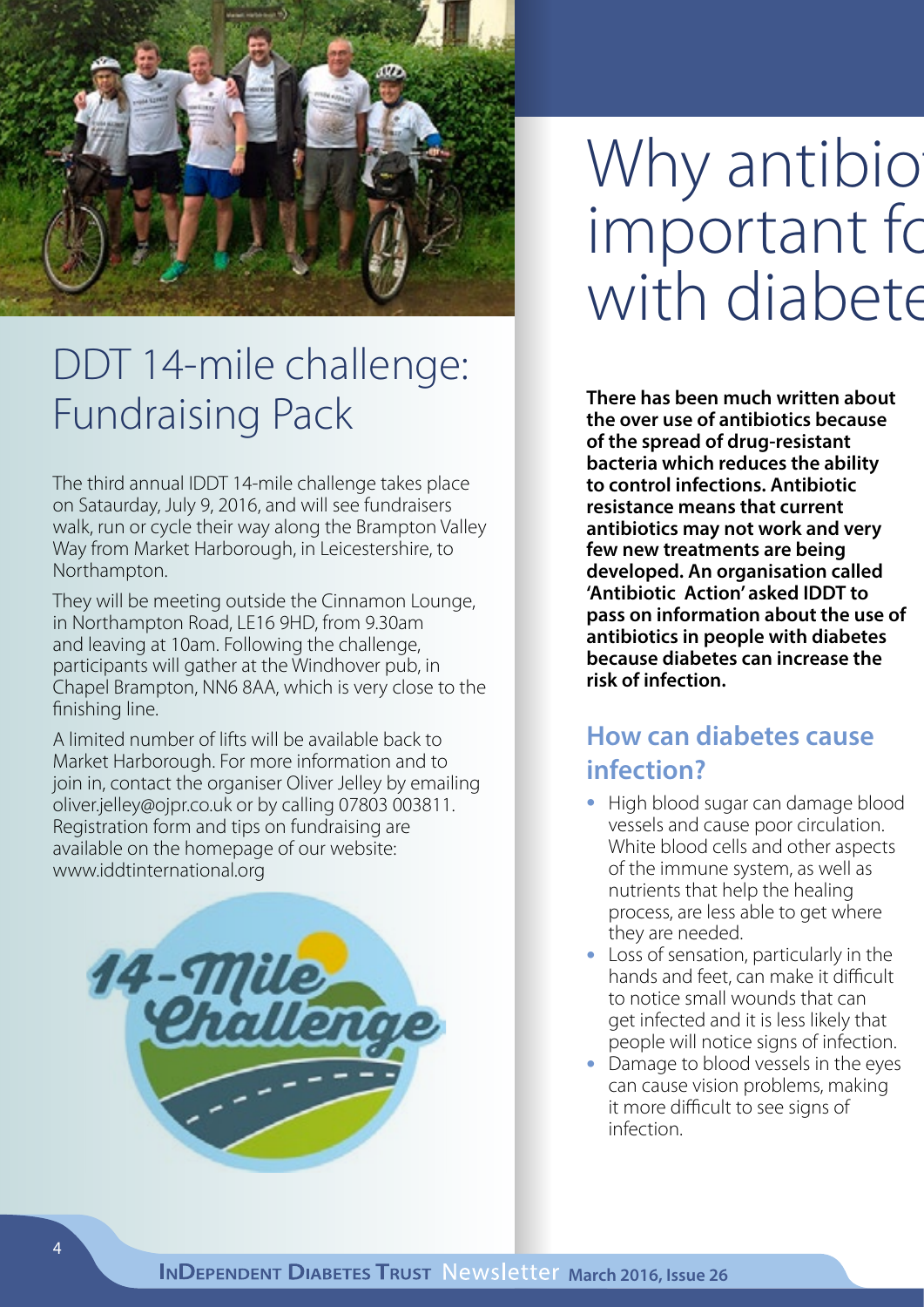# DDT 14-mile challenge: Fundraising Pack

The third annual IDDT 14-mile challenge takes place on Sataurday, July 9, 2016, and will see fundraisers walk, run or cycle their way along the Brampton Valley Way from Market Harborough, in Leicestershire, to Northampton.

They will be meeting outside the Cinnamon Lounge, in Northampton Road, LE16 9HD, from 9.30am and leaving at 10am. Following the challenge, participants will gather at the Windhover pub, in Chapel Brampton, NN6 8AA, which is very close to the finishing line.

A limited number of lifts will be available back to Market Harborough. For more information and to join in, contact the organiser Oliver Jelley by emailing oliver.jelley@ojpr.co.uk or by calling 07803 003811. Registration form and tips on fundraising are available on the homepage of our website: www.iddtinternational.org

# Why antibio important fo with diabete

**There has been much written about the over use of antibiotics because of the spread of drug-resistant bacteria which reduces the ability to control infections. Antibiotic resistance means that current antibiotics may not work and very few new treatments are being developed. An organisation called 'Antibiotic Action' asked IDDT to pass on information about the use of antibiotics in people with diabetes because diabetes can increase the risk of infection.**

## How can diabetes cause infection?

- High blood sugar can damage blood vessels and cause poor circulation. White blood cells and other aspects of the immune system, as well as nutrients that help the healing process, are less able to get where they are needed.
- Loss of sensation, particularly in the hands and feet, can make it difficult to notice small wounds that can get infected and it is less likely that people will notice signs of infection.
- Damage to blood vessels in the eyes can cause vision problems, making it more difficult to see signs of infection.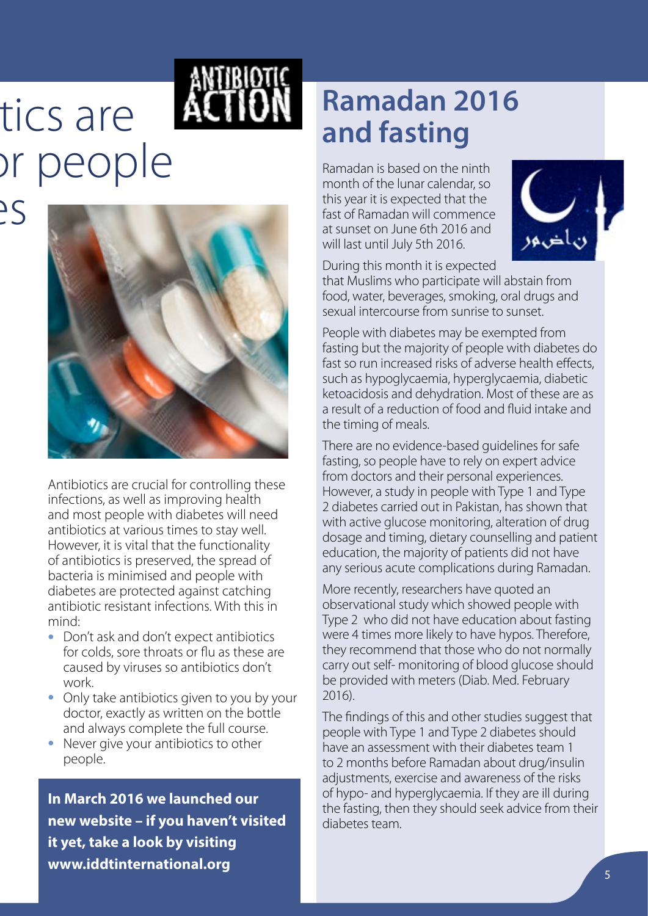tics are
or people
es

Antibiotics are crucial for controlling these infections, as well as improving health and most people with diabetes will need antibiotics at various times to stay well. However, it is vital that the functionality of antibiotics is preserved, the spread of bacteria is minimised and people with diabetes are protected against catching antibiotic resistant infections. With this in mind:

- Don't ask and don't expect antibiotics for colds, sore throats or flu as these are caused by viruses so antibiotics don't work.
- Only take antibiotics given to you by your doctor, exactly as written on the bottle and always complete the full course.
- Never give your antibiotics to other people.

**In March 2016 we launched our new website – if you haven't visited it yet, take a look by visiting www.iddtinternational.org**

# Ramadan 2016 and fasting

Ramadan is based on the ninth month of the lunar calendar, so this year it is expected that the fast of Ramadan will commence at sunset on June 6th 2016 and will last until July 5th 2016.

During this month it is expected that Muslims who participate will abstain from food, water, beverages, smoking, oral drugs and sexual intercourse from sunrise to sunset.

People with diabetes may be exempted from fasting but the majority of people with diabetes do fast so run increased risks of adverse health effects, such as hypoglycaemia, hyperglycaemia, diabetic ketoacidosis and dehydration. Most of these are as a result of a reduction of food and fluid intake and the timing of meals.

There are no evidence-based guidelines for safe fasting, so people have to rely on expert advice from doctors and their personal experiences. However, a study in people with Type 1 and Type 2 diabetes carried out in Pakistan, has shown that with active glucose monitoring, alteration of drug dosage and timing, dietary counselling and patient education, the majority of patients did not have any serious acute complications during Ramadan.

More recently, researchers have quoted an observational study which showed people with Type 2 who did not have education about fasting were 4 times more likely to have hypos. Therefore, they recommend that those who do not normally carry out self- monitoring of blood glucose should be provided with meters (Diab. Med. February 2016).

The findings of this and other studies suggest that people with Type 1 and Type 2 diabetes should have an assessment with their diabetes team 1 to 2 months before Ramadan about drug/insulin adjustments, exercise and awareness of the risks of hypo- and hyperglycaemia. If they are ill during the fasting, then they should seek advice from their diabetes team.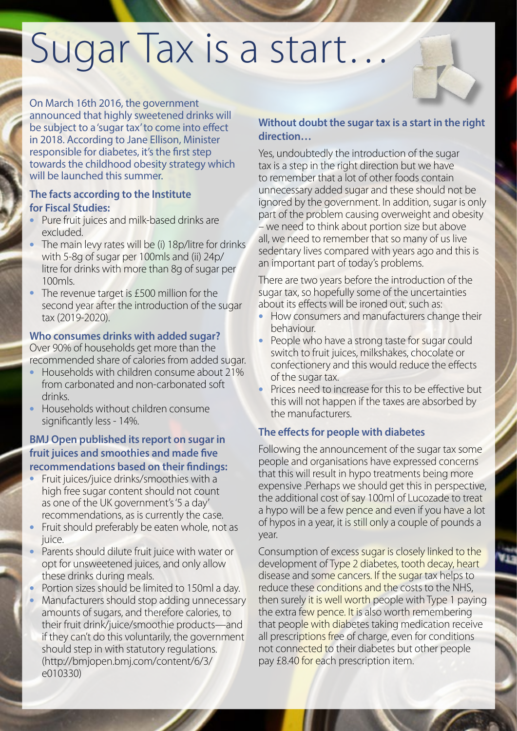# Sugar Tax is a start…

On March 16th 2016, the government announced that highly sweetened drinks will be subject to a 'sugar tax' to come into effect in 2018. According to Jane Ellison, Minister responsible for diabetes, it's the first step towards the childhood obesity strategy which will be launched this summer.

### The facts according to the Institute for Fiscal Studies:

- Pure fruit juices and milk-based drinks are excluded.
- The main levy rates will be (i) 18p/litre for drinks with 5-8g of sugar per 100mls and (ii) 24p/litre for drinks with more than 8g of sugar per 100mls.
- The revenue target is £500 million for the second year after the introduction of the sugar tax (2019-2020).

### Who consumes drinks with added sugar?

Over 90% of households get more than the recommended share of calories from added sugar.

- Households with children consume about 21% from carbonated and non-carbonated soft drinks.
- Households without children consume significantly less - 14%.

### BMJ Open published its report on sugar in fruit juices and smoothies and made five recommendations based on their findings:

- Fruit juices/juice drinks/smoothies with a high free sugar content should not count as one of the UK government's '5 a day' recommendations, as is currently the case.
- Fruit should preferably be eaten whole, not as juice.
- Parents should dilute fruit juice with water or opt for unsweetened juices, and only allow these drinks during meals.
- Portion sizes should be limited to 150ml a day.
- Manufacturers should stop adding unnecessary amounts of sugars, and therefore calories, to their fruit drink/juice/smoothie products—and if they can't do this voluntarily, the government should step in with statutory regulations. (http://bmjopen.bmj.com/content/6/3/e010330)

### Without doubt the sugar tax is a start in the right direction…

Yes, undoubtedly the introduction of the sugar tax is a step in the right direction but we have to remember that a lot of other foods contain unnecessary added sugar and these should not be ignored by the government. In addition, sugar is only part of the problem causing overweight and obesity – we need to think about portion size but above all, we need to remember that so many of us live sedentary lives compared with years ago and this is an important part of today's problems.

There are two years before the introduction of the sugar tax, so hopefully some of the uncertainties about its effects will be ironed out, such as:

- How consumers and manufacturers change their behaviour.
- People who have a strong taste for sugar could switch to fruit juices, milkshakes, chocolate or confectionery and this would reduce the effects of the sugar tax.
- Prices need to increase for this to be effective but this will not happen if the taxes are absorbed by the manufacturers.

### The effects for people with diabetes

Following the announcement of the sugar tax some people and organisations have expressed concerns that this will result in hypo treatments being more expensive .Perhaps we should get this in perspective, the additional cost of say 100ml of Lucozade to treat a hypo will be a few pence and even if you have a lot of hypos in a year, it is still only a couple of pounds a year.

Consumption of excess sugar is closely linked to the development of Type 2 diabetes, tooth decay, heart disease and some cancers. If the sugar tax helps to reduce these conditions and the costs to the NHS, then surely it is well worth people with Type 1 paying the extra few pence. It is also worth remembering that people with diabetes taking medication receive all prescriptions free of charge, even for conditions not connected to their diabetes but other people pay £8.40 for each prescription item.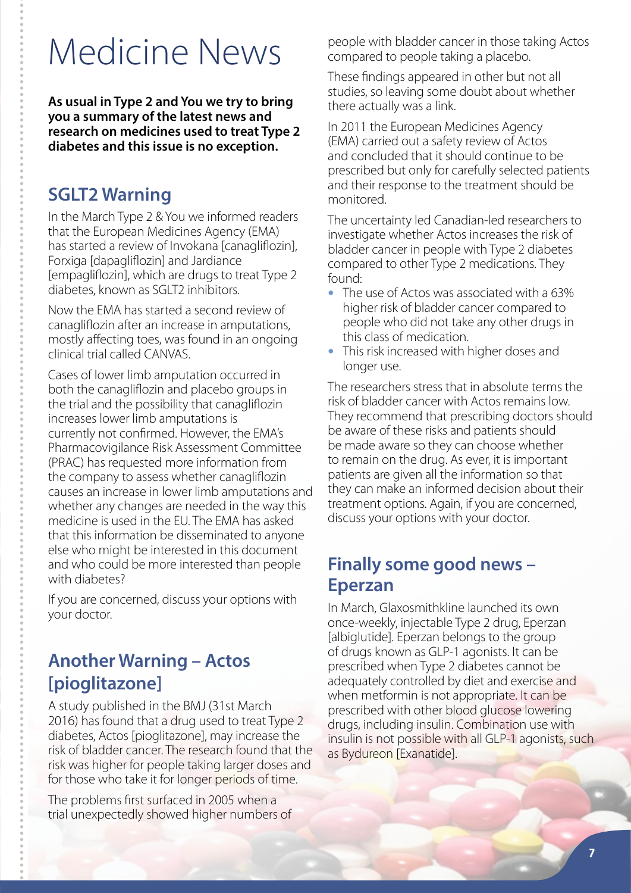# Medicine News

**As usual in Type 2 and You we try to bring you a summary of the latest news and research on medicines used to treat Type 2 diabetes and this issue is no exception.**

## SGLT2 Warning

In the March Type 2 & You we informed readers that the European Medicines Agency (EMA) has started a review of Invokana [canagliflozin], Forxiga [dapagliflozin] and Jardiance [empagliflozin], which are drugs to treat Type 2 diabetes, known as SGLT2 inhibitors.

Now the EMA has started a second review of canagliflozin after an increase in amputations, mostly affecting toes, was found in an ongoing clinical trial called CANVAS.

Cases of lower limb amputation occurred in both the canagliflozin and placebo groups in the trial and the possibility that canagliflozin increases lower limb amputations is currently not confirmed. However, the EMA's Pharmacovigilance Risk Assessment Committee (PRAC) has requested more information from the company to assess whether canagliflozin causes an increase in lower limb amputations and whether any changes are needed in the way this medicine is used in the EU. The EMA has asked that this information be disseminated to anyone else who might be interested in this document and who could be more interested than people with diabetes?

If you are concerned, discuss your options with your doctor.

## Another Warning – Actos [pioglitazone]

A study published in the BMJ (31st March 2016) has found that a drug used to treat Type 2 diabetes, Actos [pioglitazone], may increase the risk of bladder cancer. The research found that the risk was higher for people taking larger doses and for those who take it for longer periods of time.

The problems first surfaced in 2005 when a trial unexpectedly showed higher numbers of people with bladder cancer in those taking Actos compared to people taking a placebo.

These findings appeared in other but not all studies, so leaving some doubt about whether there actually was a link.

In 2011 the European Medicines Agency (EMA) carried out a safety review of Actos and concluded that it should continue to be prescribed but only for carefully selected patients and their response to the treatment should be monitored.

The uncertainty led Canadian-led researchers to investigate whether Actos increases the risk of bladder cancer in people with Type 2 diabetes compared to other Type 2 medications. They found:

- The use of Actos was associated with a 63% higher risk of bladder cancer compared to people who did not take any other drugs in this class of medication.
- This risk increased with higher doses and longer use.

The researchers stress that in absolute terms the risk of bladder cancer with Actos remains low. They recommend that prescribing doctors should be aware of these risks and patients should be made aware so they can choose whether to remain on the drug. As ever, it is important patients are given all the information so that they can make an informed decision about their treatment options. Again, if you are concerned, discuss your options with your doctor.

## Finally some good news – Eperzan

In March, Glaxosmithkline launched its own once-weekly, injectable Type 2 drug, Eperzan [albiglutide]. Eperzan belongs to the group of drugs known as GLP-1 agonists. It can be prescribed when Type 2 diabetes cannot be adequately controlled by diet and exercise and when metformin is not appropriate. It can be prescribed with other blood glucose lowering drugs, including insulin. Combination use with insulin is not possible with all GLP-1 agonists, such as Bydureon [Exanatide].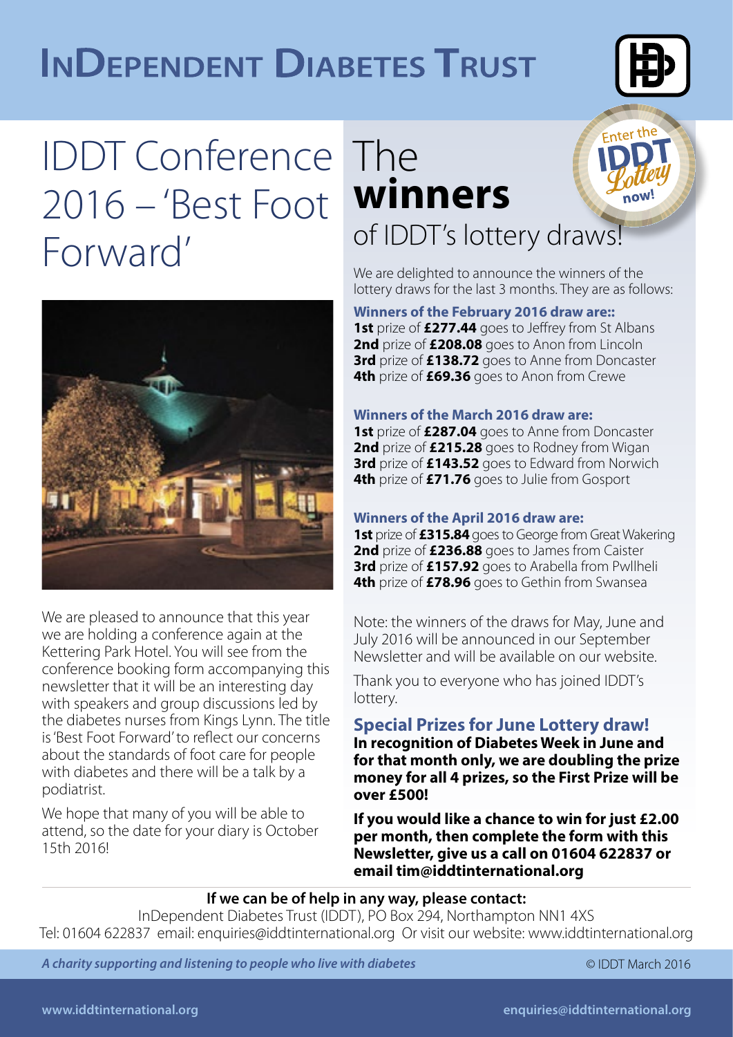# InDependent Diabetes Trust

## IDDT Conference 2016 – 'Best Foot Forward'

We are pleased to announce that this year we are holding a conference again at the Kettering Park Hotel. You will see from the conference booking form accompanying this newsletter that it will be an interesting day with speakers and group discussions led by the diabetes nurses from Kings Lynn. The title is 'Best Foot Forward' to reflect our concerns about the standards of foot care for people with diabetes and there will be a talk by a podiatrist.

We hope that many of you will be able to attend, so the date for your diary is October 15th 2016!

## The **winners** of IDDT's lottery draws!

Enter the IDDT Lottery now!

We are delighted to announce the winners of the lottery draws for the last 3 months. They are as follows:

**Winners of the February 2016 draw are::**
**1st** prize of **£277.44** goes to Jeffrey from St Albans
**2nd** prize of **£208.08** goes to Anon from Lincoln
**3rd** prize of **£138.72** goes to Anne from Doncaster
**4th** prize of **£69.36** goes to Anon from Crewe

**Winners of the March 2016 draw are:**
**1st** prize of **£287.04** goes to Anne from Doncaster
**2nd** prize of **£215.28** goes to Rodney from Wigan
**3rd** prize of **£143.52** goes to Edward from Norwich
**4th** prize of **£71.76** goes to Julie from Gosport

**Winners of the April 2016 draw are:**
**1st** prize of **£315.84** goes to George from Great Wakering
**2nd** prize of **£236.88** goes to James from Caister
**3rd** prize of **£157.92** goes to Arabella from Pwllheli
**4th** prize of **£78.96** goes to Gethin from Swansea

Note: the winners of the draws for May, June and July 2016 will be announced in our September Newsletter and will be available on our website.

Thank you to everyone who has joined IDDT's lottery.

### Special Prizes for June Lottery draw!

**In recognition of Diabetes Week in June and for that month only, we are doubling the prize money for all 4 prizes, so the First Prize will be over £500!**

**If you would like a chance to win for just £2.00 per month, then complete the form with this Newsletter, give us a call on 01604 622837 or email tim@iddtinternational.org**

**If we can be of help in any way, please contact:**
InDependent Diabetes Trust (IDDT), PO Box 294, Northampton NN1 4XS
Tel: 01604 622837 email: enquiries@iddtinternational.org Or visit our website: www.iddtinternational.org

*A charity supporting and listening to people who live with diabetes*

© IDDT March 2016